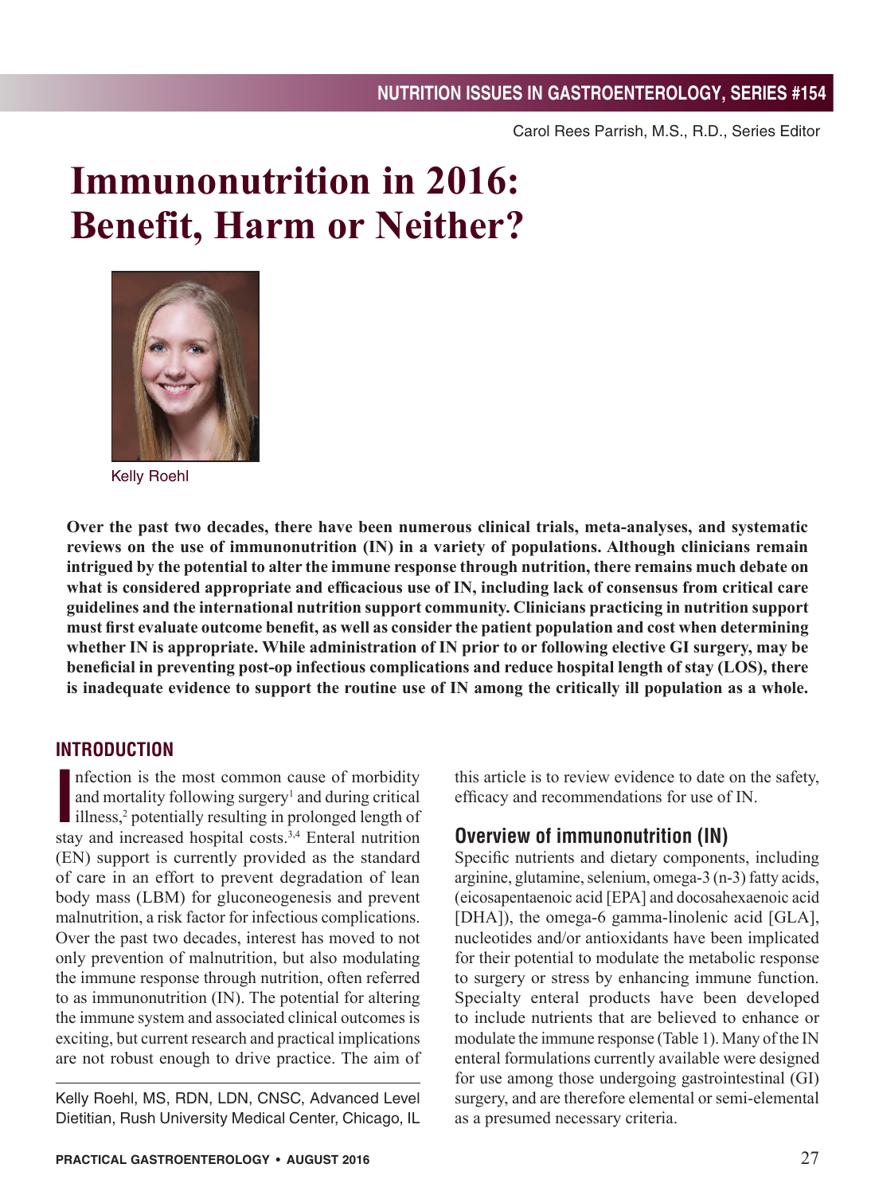NUTRITION ISSUES IN GASTROENTEROLOGY, SERIES #154

Carol Rees Parrish, M.S., R.D., Series Editor

# Immunonutrition in 2016: Benefit, Harm or Neither?

Kelly Roehl

**Over the past two decades, there have been numerous clinical trials, meta-analyses, and systematic reviews on the use of immunonutrition (IN) in a variety of populations. Although clinicians remain intrigued by the potential to alter the immune response through nutrition, there remains much debate on what is considered appropriate and efficacious use of IN, including lack of consensus from critical care guidelines and the international nutrition support community. Clinicians practicing in nutrition support must first evaluate outcome benefit, as well as consider the patient population and cost when determining whether IN is appropriate. While administration of IN prior to or following elective GI surgery, may be beneficial in preventing post-op infectious complications and reduce hospital length of stay (LOS), there is inadequate evidence to support the routine use of IN among the critically ill population as a whole.**

## INTRODUCTION

Infection is the most common cause of morbidity and mortality following surgery[1] and during critical illness,[2] potentially resulting in prolonged length of stay and increased hospital costs.[3,4] Enteral nutrition (EN) support is currently provided as the standard of care in an effort to prevent degradation of lean body mass (LBM) for gluconeogenesis and prevent malnutrition, a risk factor for infectious complications. Over the past two decades, interest has moved to not only prevention of malnutrition, but also modulating the immune response through nutrition, often referred to as immunonutrition (IN). The potential for altering the immune system and associated clinical outcomes is exciting, but current research and practical implications are not robust enough to drive practice. The aim of this article is to review evidence to date on the safety, efficacy and recommendations for use of IN.

Kelly Roehl, MS, RDN, LDN, CNSC, Advanced Level Dietitian, Rush University Medical Center, Chicago, IL

### Overview of immunonutrition (IN)

Specific nutrients and dietary components, including arginine, glutamine, selenium, omega-3 (n-3) fatty acids, (eicosapentaenoic acid [EPA] and docosahexaenoic acid [DHA]), the omega-6 gamma-linolenic acid [GLA], nucleotides and/or antioxidants have been implicated for their potential to modulate the metabolic response to surgery or stress by enhancing immune function. Specialty enteral products have been developed to include nutrients that are believed to enhance or modulate the immune response (Table 1). Many of the IN enteral formulations currently available were designed for use among those undergoing gastrointestinal (GI) surgery, and are therefore elemental or semi-elemental as a presumed necessary criteria.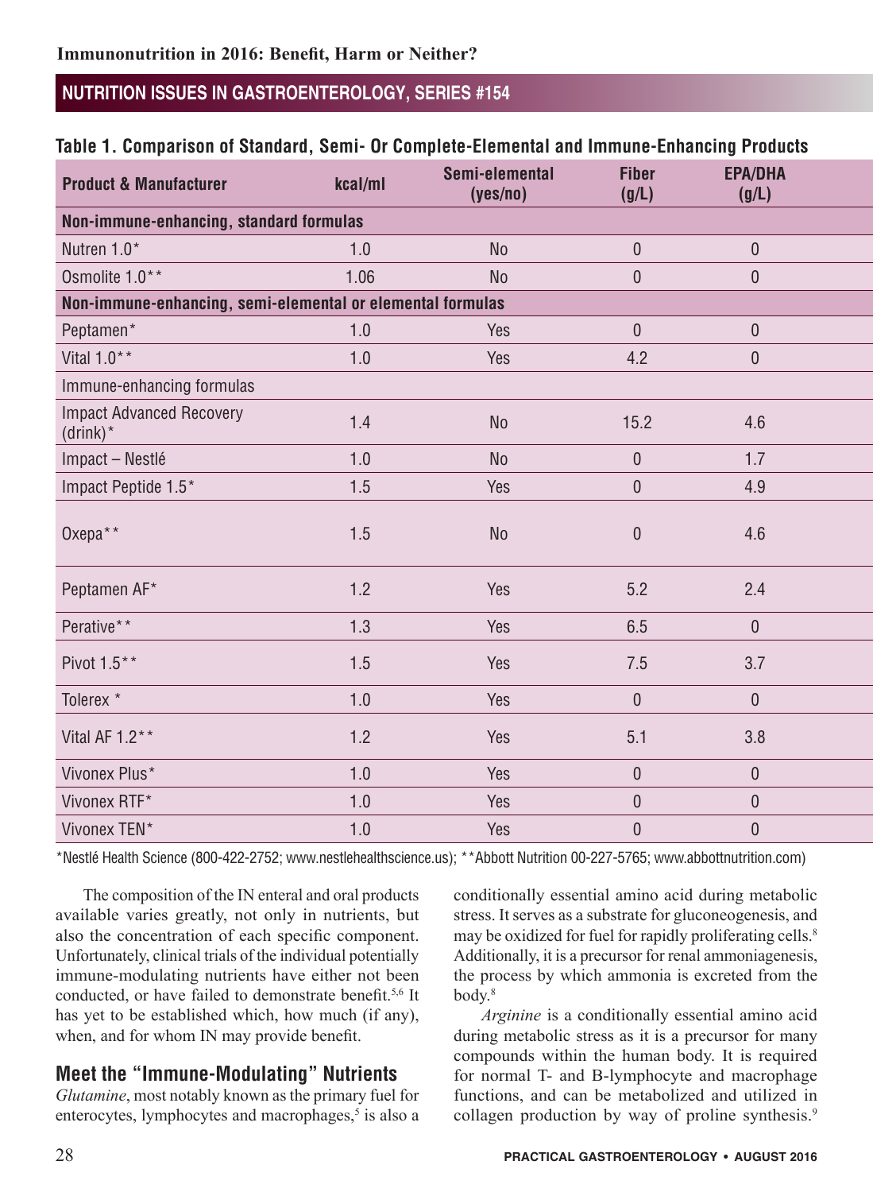**Table 1. Comparison of Standard, Semi- Or Complete-Elemental and Immune-Enhancing Products**

| Product & Manufacturer | kcal/ml | Semi-elemental (yes/no) | Fiber (g/L) | EPA/DHA (g/L) |
|---|---|---|---|---|
| **Non-immune-enhancing, standard formulas** | | | | |
| Nutren 1.0* | 1.0 | No | 0 | 0 |
| Osmolite 1.0** | 1.06 | No | 0 | 0 |
| **Non-immune-enhancing, semi-elemental or elemental formulas** | | | | |
| Peptamen* | 1.0 | Yes | 0 | 0 |
| Vital 1.0** | 1.0 | Yes | 4.2 | 0 |
| Immune-enhancing formulas | | | | |
| Impact Advanced Recovery (drink)* | 1.4 | No | 15.2 | 4.6 |
| Impact – Nestlé | 1.0 | No | 0 | 1.7 |
| Impact Peptide 1.5* | 1.5 | Yes | 0 | 4.9 |
| Oxepa** | 1.5 | No | 0 | 4.6 |
| Peptamen AF* | 1.2 | Yes | 5.2 | 2.4 |
| Perative** | 1.3 | Yes | 6.5 | 0 |
| Pivot 1.5** | 1.5 | Yes | 7.5 | 3.7 |
| Tolerex * | 1.0 | Yes | 0 | 0 |
| Vital AF 1.2** | 1.2 | Yes | 5.1 | 3.8 |
| Vivonex Plus* | 1.0 | Yes | 0 | 0 |
| Vivonex RTF* | 1.0 | Yes | 0 | 0 |
| Vivonex TEN* | 1.0 | Yes | 0 | 0 |

*Nestlé Health Science (800-422-2752; www.nestlehealthscience.us); **Abbott Nutrition 00-227-5765; www.abbottnutrition.com)

The composition of the IN enteral and oral products available varies greatly, not only in nutrients, but also the concentration of each specific component. Unfortunately, clinical trials of the individual potentially immune-modulating nutrients have either not been conducted, or have failed to demonstrate benefit.[5,6] It has yet to be established which, how much (if any), when, and for whom IN may provide benefit.

## Meet the "Immune-Modulating" Nutrients

*Glutamine*, most notably known as the primary fuel for enterocytes, lymphocytes and macrophages,[5] is also a conditionally essential amino acid during metabolic stress. It serves as a substrate for gluconeogenesis, and may be oxidized for fuel for rapidly proliferating cells.[8] Additionally, it is a precursor for renal ammoniagenesis, the process by which ammonia is excreted from the body.[8]

*Arginine* is a conditionally essential amino acid during metabolic stress as it is a precursor for many compounds within the human body. It is required for normal T- and B-lymphocyte and macrophage functions, and can be metabolized and utilized in collagen production by way of proline synthesis.[9]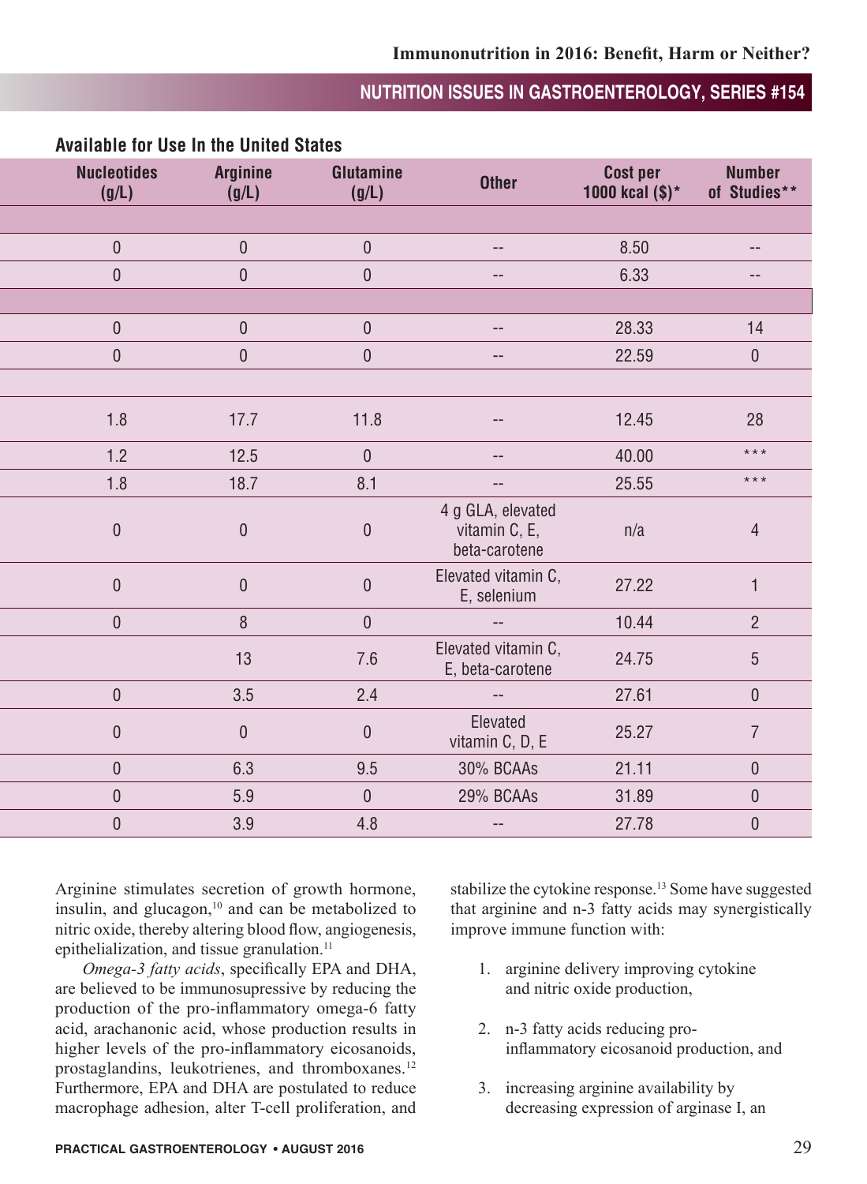### Available for Use In the United States

| Nucleotides (g/L) | Arginine (g/L) | Glutamine (g/L) | Other | Cost per 1000 kcal ($)* | Number of Studies** |
|---|---|---|---|---|---|
| | | | | | |
| 0 | 0 | 0 | -- | 8.50 | -- |
| 0 | 0 | 0 | -- | 6.33 | -- |
| | | | | | |
| 0 | 0 | 0 | -- | 28.33 | 14 |
| 0 | 0 | 0 | -- | 22.59 | 0 |
| | | | | | |
| 1.8 | 17.7 | 11.8 | -- | 12.45 | 28 |
| 1.2 | 12.5 | 0 | -- | 40.00 | *** |
| 1.8 | 18.7 | 8.1 | -- | 25.55 | *** |
| 0 | 0 | 0 | 4 g GLA, elevated vitamin C, E, beta-carotene | n/a | 4 |
| 0 | 0 | 0 | Elevated vitamin C, E, selenium | 27.22 | 1 |
| 0 | 8 | 0 | -- | 10.44 | 2 |
| | 13 | 7.6 | Elevated vitamin C, E, beta-carotene | 24.75 | 5 |
| 0 | 3.5 | 2.4 | -- | 27.61 | 0 |
| 0 | 0 | 0 | Elevated vitamin C, D, E | 25.27 | 7 |
| 0 | 6.3 | 9.5 | 30% BCAAs | 21.11 | 0 |
| 0 | 5.9 | 0 | 29% BCAAs | 31.89 | 0 |
| 0 | 3.9 | 4.8 | -- | 27.78 | 0 |

Arginine stimulates secretion of growth hormone, insulin, and glucagon,[10] and can be metabolized to nitric oxide, thereby altering blood flow, angiogenesis, epithelialization, and tissue granulation.[11]

*Omega-3 fatty acids*, specifically EPA and DHA, are believed to be immunosupressive by reducing the production of the pro-inflammatory omega-6 fatty acid, arachanonic acid, whose production results in higher levels of the pro-inflammatory eicosanoids, prostaglandins, leukotrienes, and thromboxanes.[12] Furthermore, EPA and DHA are postulated to reduce macrophage adhesion, alter T-cell proliferation, and stabilize the cytokine response.[13] Some have suggested that arginine and n-3 fatty acids may synergistically improve immune function with:

1. arginine delivery improving cytokine and nitric oxide production,
2. n-3 fatty acids reducing pro-inflammatory eicosanoid production, and
3. increasing arginine availability by decreasing expression of arginase I, an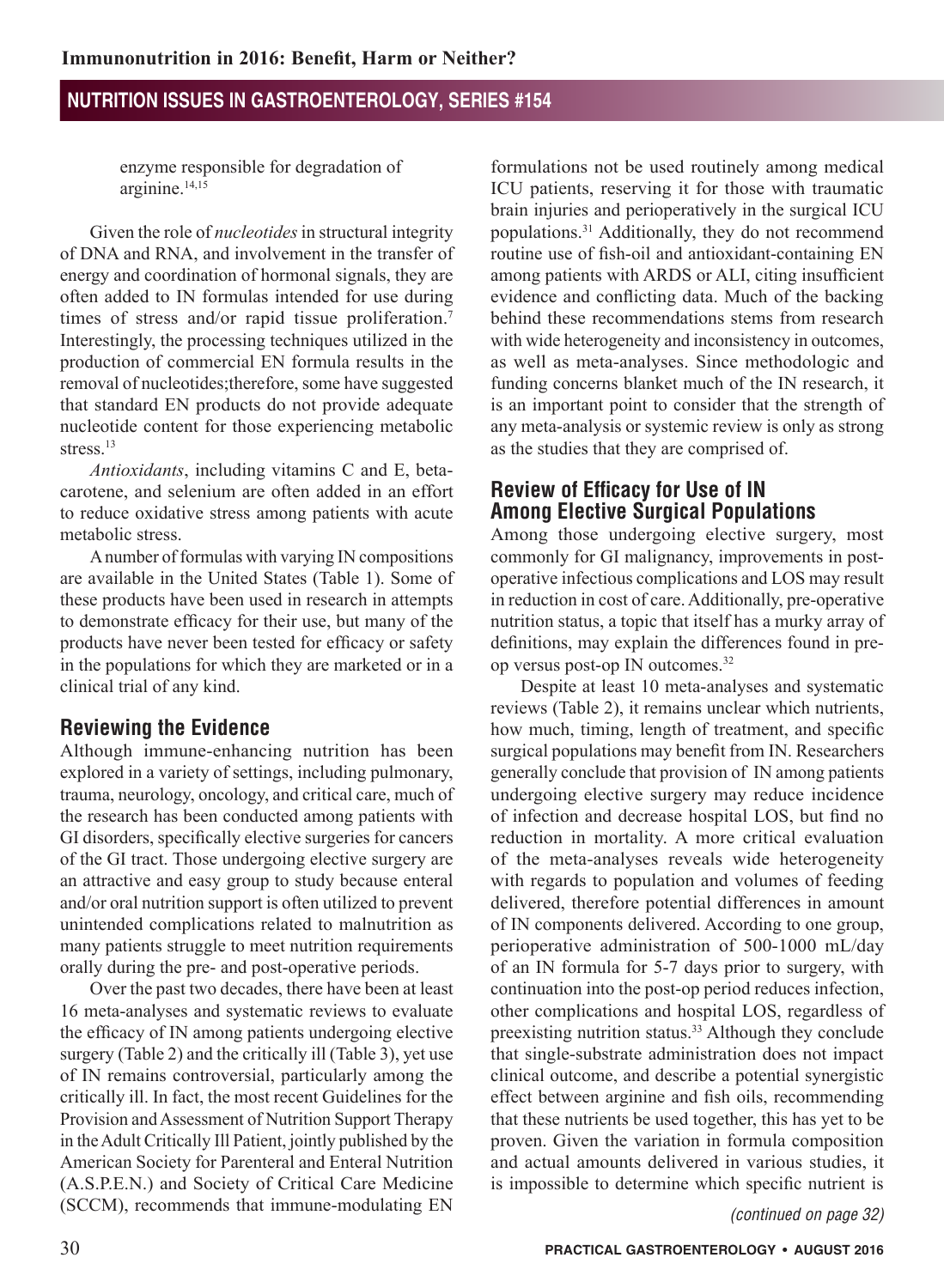enzyme responsible for degradation of arginine.[14,15]

Given the role of *nucleotides* in structural integrity of DNA and RNA, and involvement in the transfer of energy and coordination of hormonal signals, they are often added to IN formulas intended for use during times of stress and/or rapid tissue proliferation.[7] Interestingly, the processing techniques utilized in the production of commercial EN formula results in the removal of nucleotides;therefore, some have suggested that standard EN products do not provide adequate nucleotide content for those experiencing metabolic stress.[13]

*Antioxidants*, including vitamins C and E, beta-carotene, and selenium are often added in an effort to reduce oxidative stress among patients with acute metabolic stress.

A number of formulas with varying IN compositions are available in the United States (Table 1). Some of these products have been used in research in attempts to demonstrate efficacy for their use, but many of the products have never been tested for efficacy or safety in the populations for which they are marketed or in a clinical trial of any kind.

## Reviewing the Evidence

Although immune-enhancing nutrition has been explored in a variety of settings, including pulmonary, trauma, neurology, oncology, and critical care, much of the research has been conducted among patients with GI disorders, specifically elective surgeries for cancers of the GI tract. Those undergoing elective surgery are an attractive and easy group to study because enteral and/or oral nutrition support is often utilized to prevent unintended complications related to malnutrition as many patients struggle to meet nutrition requirements orally during the pre- and post-operative periods.

Over the past two decades, there have been at least 16 meta-analyses and systematic reviews to evaluate the efficacy of IN among patients undergoing elective surgery (Table 2) and the critically ill (Table 3), yet use of IN remains controversial, particularly among the critically ill. In fact, the most recent Guidelines for the Provision and Assessment of Nutrition Support Therapy in the Adult Critically Ill Patient, jointly published by the American Society for Parenteral and Enteral Nutrition (A.S.P.E.N.) and Society of Critical Care Medicine (SCCM), recommends that immune-modulating EN formulations not be used routinely among medical ICU patients, reserving it for those with traumatic brain injuries and perioperatively in the surgical ICU populations.[31] Additionally, they do not recommend routine use of fish-oil and antioxidant-containing EN among patients with ARDS or ALI, citing insufficient evidence and conflicting data. Much of the backing behind these recommendations stems from research with wide heterogeneity and inconsistency in outcomes, as well as meta-analyses. Since methodologic and funding concerns blanket much of the IN research, it is an important point to consider that the strength of any meta-analysis or systemic review is only as strong as the studies that they are comprised of.

## Review of Efficacy for Use of IN Among Elective Surgical Populations

Among those undergoing elective surgery, most commonly for GI malignancy, improvements in post-operative infectious complications and LOS may result in reduction in cost of care. Additionally, pre-operative nutrition status, a topic that itself has a murky array of definitions, may explain the differences found in pre-op versus post-op IN outcomes.[32]

Despite at least 10 meta-analyses and systematic reviews (Table 2), it remains unclear which nutrients, how much, timing, length of treatment, and specific surgical populations may benefit from IN. Researchers generally conclude that provision of IN among patients undergoing elective surgery may reduce incidence of infection and decrease hospital LOS, but find no reduction in mortality. A more critical evaluation of the meta-analyses reveals wide heterogeneity with regards to population and volumes of feeding delivered, therefore potential differences in amount of IN components delivered. According to one group, perioperative administration of 500-1000 mL/day of an IN formula for 5-7 days prior to surgery, with continuation into the post-op period reduces infection, other complications and hospital LOS, regardless of preexisting nutrition status.[33] Although they conclude that single-substrate administration does not impact clinical outcome, and describe a potential synergistic effect between arginine and fish oils, recommending that these nutrients be used together, this has yet to be proven. Given the variation in formula composition and actual amounts delivered in various studies, it is impossible to determine which specific nutrient is

*(continued on page 32)*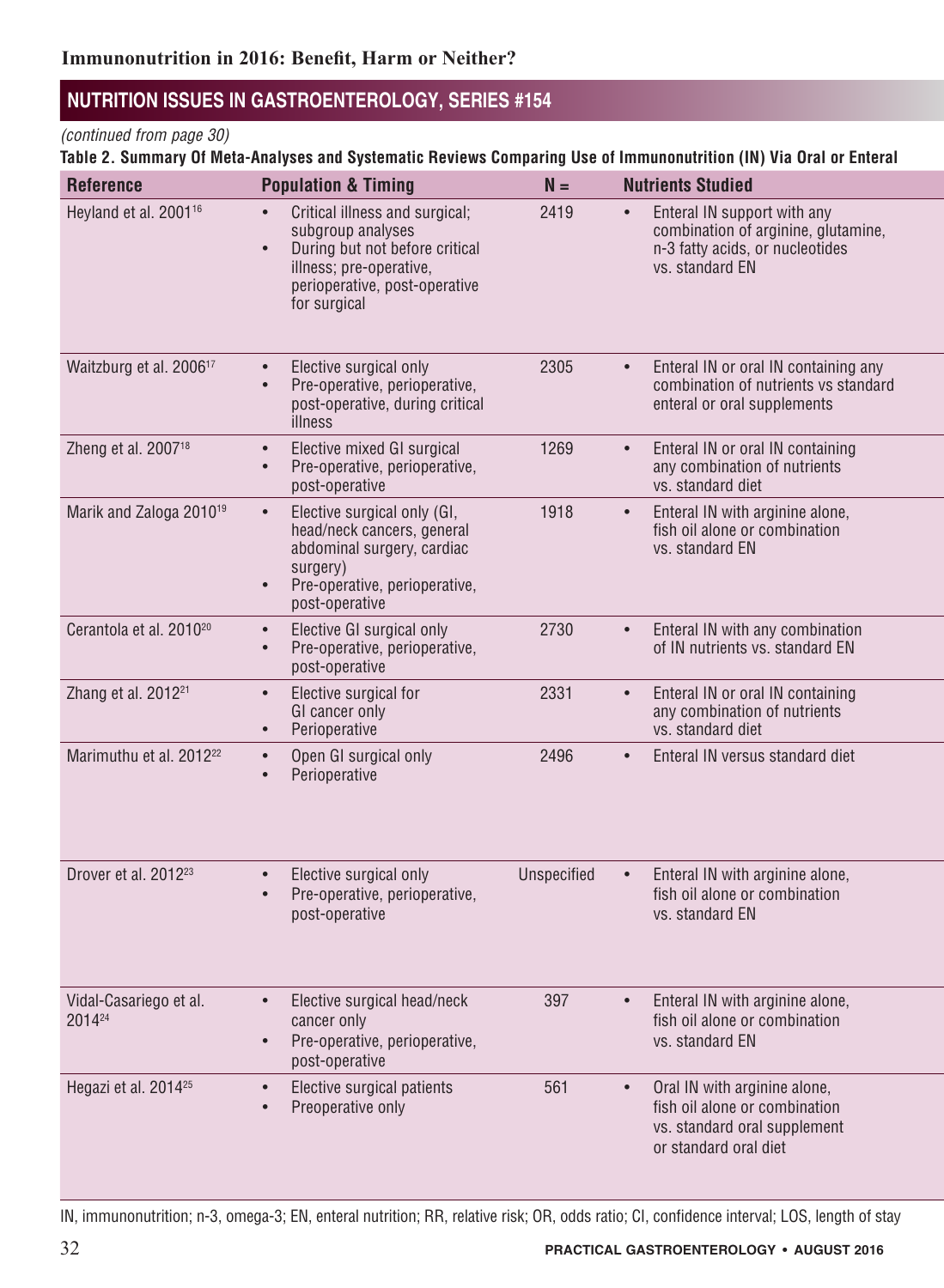*(continued from page 30)*

**Table 2. Summary Of Meta-Analyses and Systematic Reviews Comparing Use of Immunonutrition (IN) Via Oral or Enteral**

| Reference | Population & Timing | N = | Nutrients Studied |
|---|---|---|---|
| Heyland et al. 2001[16] | • Critical illness and surgical; subgroup analyses<br>• During but not before critical illness; pre-operative, perioperative, post-operative for surgical | 2419 | • Enteral IN support with any combination of arginine, glutamine, n-3 fatty acids, or nucleotides vs. standard EN |
| Waitzburg et al. 2006[17] | • Elective surgical only<br>• Pre-operative, perioperative, post-operative, during critical illness | 2305 | • Enteral IN or oral IN containing any combination of nutrients vs standard enteral or oral supplements |
| Zheng et al. 2007[18] | • Elective mixed GI surgical<br>• Pre-operative, perioperative, post-operative | 1269 | • Enteral IN or oral IN containing any combination of nutrients vs. standard diet |
| Marik and Zaloga 2010[19] | • Elective surgical only (GI, head/neck cancers, general abdominal surgery, cardiac surgery)<br>• Pre-operative, perioperative, post-operative | 1918 | • Enteral IN with arginine alone, fish oil alone or combination vs. standard EN |
| Cerantola et al. 2010[20] | • Elective GI surgical only<br>• Pre-operative, perioperative, post-operative | 2730 | • Enteral IN with any combination of IN nutrients vs. standard EN |
| Zhang et al. 2012[21] | • Elective surgical for GI cancer only<br>• Perioperative | 2331 | • Enteral IN or oral IN containing any combination of nutrients vs. standard diet |
| Marimuthu et al. 2012[22] | • Open GI surgical only<br>• Perioperative | 2496 | • Enteral IN versus standard diet |
| Drover et al. 2012[23] | • Elective surgical only<br>• Pre-operative, perioperative, post-operative | Unspecified | • Enteral IN with arginine alone, fish oil alone or combination vs. standard EN |
| Vidal-Casariego et al. 2014[24] | • Elective surgical head/neck cancer only<br>• Pre-operative, perioperative, post-operative | 397 | • Enteral IN with arginine alone, fish oil alone or combination vs. standard EN |
| Hegazi et al. 2014[25] | • Elective surgical patients<br>• Preoperative only | 561 | • Oral IN with arginine alone, fish oil alone or combination vs. standard oral supplement or standard oral diet |

IN, immunonutrition; n-3, omega-3; EN, enteral nutrition; RR, relative risk; OR, odds ratio; CI, confidence interval; LOS, length of stay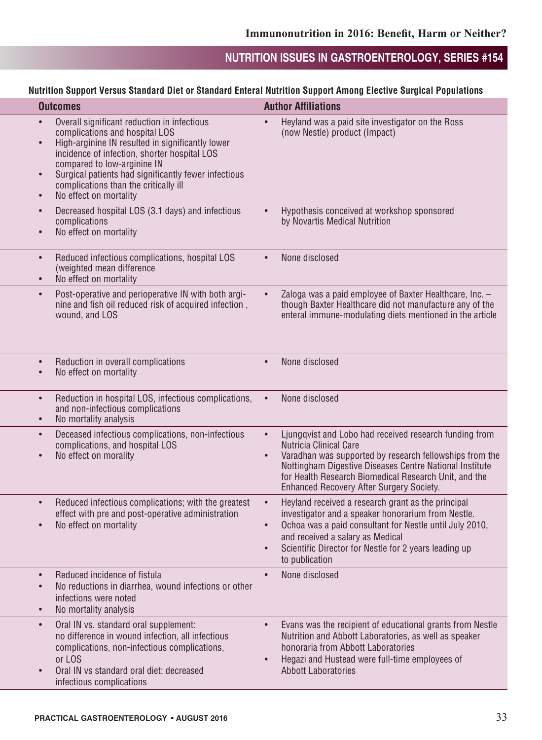**Nutrition Support Versus Standard Diet or Standard Enteral Nutrition Support Among Elective Surgical Populations**

| Outcomes | Author Affiliations |
|---|---|
| • Overall significant reduction in infectious complications and hospital LOS<br>• High-arginine IN resulted in significantly lower incidence of infection, shorter hospital LOS compared to low-arginine IN<br>• Surgical patients had significantly fewer infectious complications than the critically ill<br>• No effect on mortality | • Heyland was a paid site investigator on the Ross (now Nestle) product (Impact) |
| • Decreased hospital LOS (3.1 days) and infectious complications<br>• No effect on mortality | • Hypothesis conceived at workshop sponsored by Novartis Medical Nutrition |
| • Reduced infectious complications, hospital LOS (weighted mean difference<br>• No effect on mortality | • None disclosed |
| • Post-operative and perioperative IN with both arginine and fish oil reduced risk of acquired infection , wound, and LOS | • Zaloga was a paid employee of Baxter Healthcare, Inc. – though Baxter Healthcare did not manufacture any of the enteral immune-modulating diets mentioned in the article |
| • Reduction in overall complications<br>• No effect on mortality | • None disclosed |
| • Reduction in hospital LOS, infectious complications, and non-infectious complications<br>• No mortality analysis | • None disclosed |
| • Deceased infectious complications, non-infectious complications, and hospital LOS<br>• No effect on morality | • Ljungqvist and Lobo had received research funding from Nutricia Clinical Care<br>• Varadhan was supported by research fellowships from the Nottingham Digestive Diseases Centre National Institute for Health Research Biomedical Research Unit, and the Enhanced Recovery After Surgery Society. |
| • Reduced infectious complications; with the greatest effect with pre and post-operative administration<br>• No effect on mortality | • Heyland received a research grant as the principal investigator and a speaker honorarium from Nestle.<br>• Ochoa was a paid consultant for Nestle until July 2010, and received a salary as Medical<br>• Scientific Director for Nestle for 2 years leading up to publication |
| • Reduced incidence of fistula<br>• No reductions in diarrhea, wound infections or other infections were noted<br>• No mortality analysis | • None disclosed |
| • Oral IN vs. standard oral supplement: no difference in wound infection, all infectious complications, non-infectious complications, or LOS<br>• Oral IN vs standard oral diet: decreased infectious complications | • Evans was the recipient of educational grants from Nestle Nutrition and Abbott Laboratories, as well as speaker honoraria from Abbott Laboratories<br>• Hegazi and Hustead were full-time employees of Abbott Laboratories |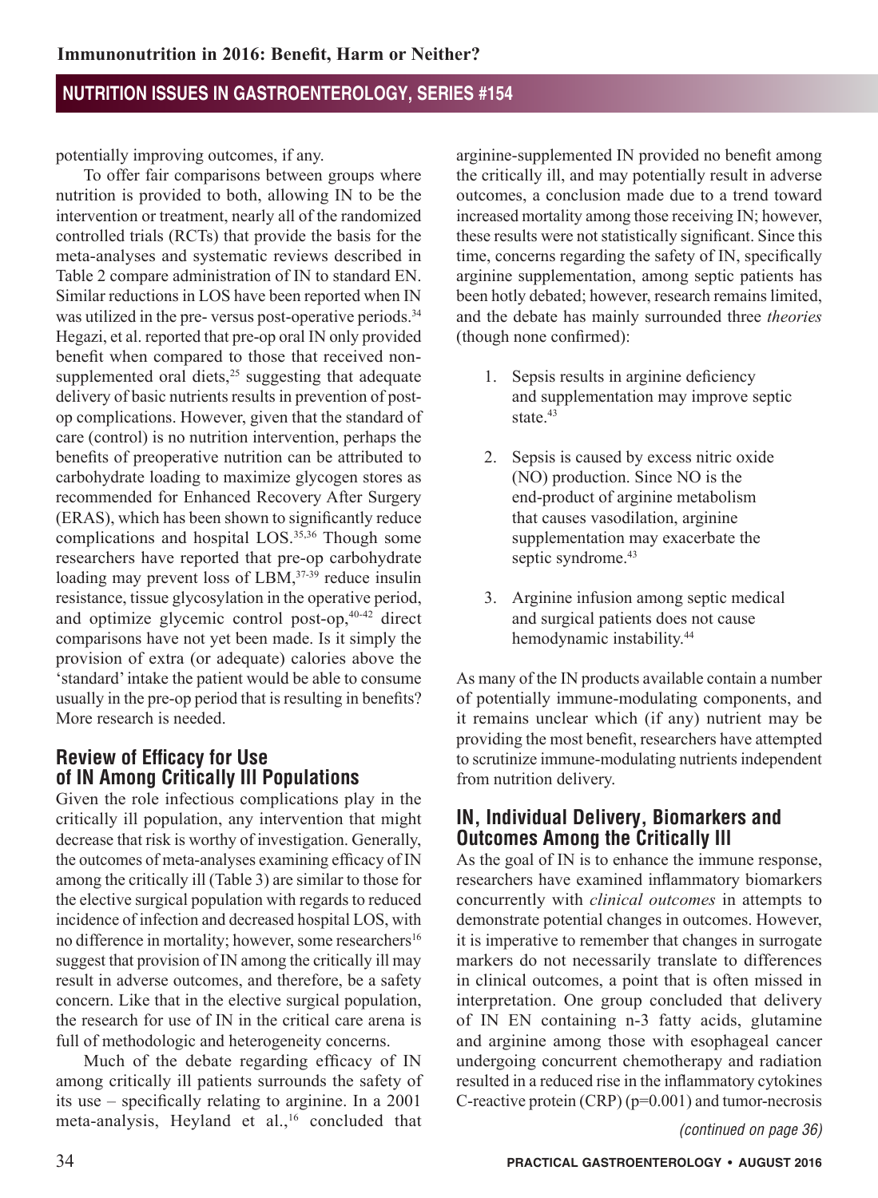potentially improving outcomes, if any.

To offer fair comparisons between groups where nutrition is provided to both, allowing IN to be the intervention or treatment, nearly all of the randomized controlled trials (RCTs) that provide the basis for the meta-analyses and systematic reviews described in Table 2 compare administration of IN to standard EN. Similar reductions in LOS have been reported when IN was utilized in the pre- versus post-operative periods.[34] Hegazi, et al. reported that pre-op oral IN only provided benefit when compared to those that received non-supplemented oral diets,[25] suggesting that adequate delivery of basic nutrients results in prevention of post-op complications. However, given that the standard of care (control) is no nutrition intervention, perhaps the benefits of preoperative nutrition can be attributed to carbohydrate loading to maximize glycogen stores as recommended for Enhanced Recovery After Surgery (ERAS), which has been shown to significantly reduce complications and hospital LOS.[35,36] Though some researchers have reported that pre-op carbohydrate loading may prevent loss of LBM,[37-39] reduce insulin resistance, tissue glycosylation in the operative period, and optimize glycemic control post-op,[40-42] direct comparisons have not yet been made. Is it simply the provision of extra (or adequate) calories above the 'standard' intake the patient would be able to consume usually in the pre-op period that is resulting in benefits? More research is needed.

## Review of Efficacy for Use of IN Among Critically Ill Populations

Given the role infectious complications play in the critically ill population, any intervention that might decrease that risk is worthy of investigation. Generally, the outcomes of meta-analyses examining efficacy of IN among the critically ill (Table 3) are similar to those for the elective surgical population with regards to reduced incidence of infection and decreased hospital LOS, with no difference in mortality; however, some researchers[16] suggest that provision of IN among the critically ill may result in adverse outcomes, and therefore, be a safety concern. Like that in the elective surgical population, the research for use of IN in the critical care arena is full of methodologic and heterogeneity concerns.

Much of the debate regarding efficacy of IN among critically ill patients surrounds the safety of its use – specifically relating to arginine. In a 2001 meta-analysis, Heyland et al.,[16] concluded that arginine-supplemented IN provided no benefit among the critically ill, and may potentially result in adverse outcomes, a conclusion made due to a trend toward increased mortality among those receiving IN; however, these results were not statistically significant. Since this time, concerns regarding the safety of IN, specifically arginine supplementation, among septic patients has been hotly debated; however, research remains limited, and the debate has mainly surrounded three *theories* (though none confirmed):

1. Sepsis results in arginine deficiency and supplementation may improve septic state.[43]
2. Sepsis is caused by excess nitric oxide (NO) production. Since NO is the end-product of arginine metabolism that causes vasodilation, arginine supplementation may exacerbate the septic syndrome.[43]
3. Arginine infusion among septic medical and surgical patients does not cause hemodynamic instability.[44]

As many of the IN products available contain a number of potentially immune-modulating components, and it remains unclear which (if any) nutrient may be providing the most benefit, researchers have attempted to scrutinize immune-modulating nutrients independent from nutrition delivery.

## IN, Individual Delivery, Biomarkers and Outcomes Among the Critically Ill

As the goal of IN is to enhance the immune response, researchers have examined inflammatory biomarkers concurrently with *clinical outcomes* in attempts to demonstrate potential changes in outcomes. However, it is imperative to remember that changes in surrogate markers do not necessarily translate to differences in clinical outcomes, a point that is often missed in interpretation. One group concluded that delivery of IN EN containing n-3 fatty acids, glutamine and arginine among those with esophageal cancer undergoing concurrent chemotherapy and radiation resulted in a reduced rise in the inflammatory cytokines C-reactive protein (CRP) ($p=0.001$) and tumor-necrosis

*(continued on page 36)*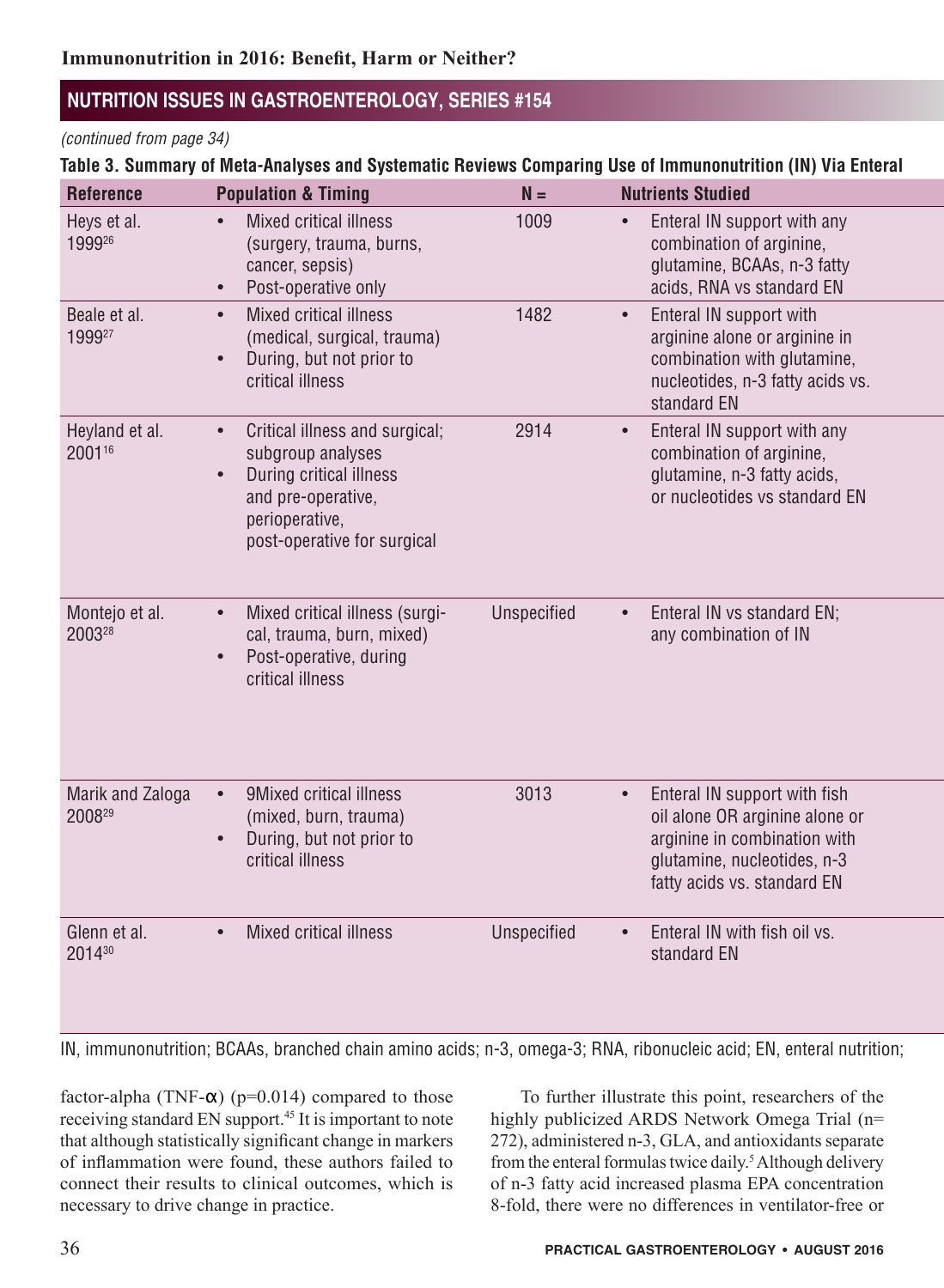*(continued from page 34)*

**Table 3. Summary of Meta-Analyses and Systematic Reviews Comparing Use of Immunonutrition (IN) Via Enteral**

| Reference | Population & Timing | N = | Nutrients Studied |
|---|---|---|---|
| Heys et al. 1999[26] | • Mixed critical illness (surgery, trauma, burns, cancer, sepsis)<br>• Post-operative only | 1009 | • Enteral IN support with any combination of arginine, glutamine, BCAAs, n-3 fatty acids, RNA vs standard EN |
| Beale et al. 1999[27] | • Mixed critical illness (medical, surgical, trauma)<br>• During, but not prior to critical illness | 1482 | • Enteral IN support with arginine alone or arginine in combination with glutamine, nucleotides, n-3 fatty acids vs. standard EN |
| Heyland et al. 2001[16] | • Critical illness and surgical; subgroup analyses<br>• During critical illness and pre-operative, perioperative, post-operative for surgical | 2914 | • Enteral IN support with any combination of arginine, glutamine, n-3 fatty acids, or nucleotides vs standard EN |
| Montejo et al. 2003[28] | • Mixed critical illness (surgical, trauma, burn, mixed)<br>• Post-operative, during critical illness | Unspecified | • Enteral IN vs standard EN; any combination of IN |
| Marik and Zaloga 2008[29] | • 9Mixed critical illness (mixed, burn, trauma)<br>• During, but not prior to critical illness | 3013 | • Enteral IN support with fish oil alone OR arginine alone or arginine in combination with glutamine, nucleotides, n-3 fatty acids vs. standard EN |
| Glenn et al. 2014[30] | • Mixed critical illness | Unspecified | • Enteral IN with fish oil vs. standard EN |

IN, immunonutrition; BCAAs, branched chain amino acids; n-3, omega-3; RNA, ribonucleic acid; EN, enteral nutrition;

factor-alpha (TNF-α) (p=0.014) compared to those receiving standard EN support.[45] It is important to note that although statistically significant change in markers of inflammation were found, these authors failed to connect their results to clinical outcomes, which is necessary to drive change in practice.

To further illustrate this point, researchers of the highly publicized ARDS Network Omega Trial (n= 272), administered n-3, GLA, and antioxidants separate from the enteral formulas twice daily.[5] Although delivery of n-3 fatty acid increased plasma EPA concentration 8-fold, there were no differences in ventilator-free or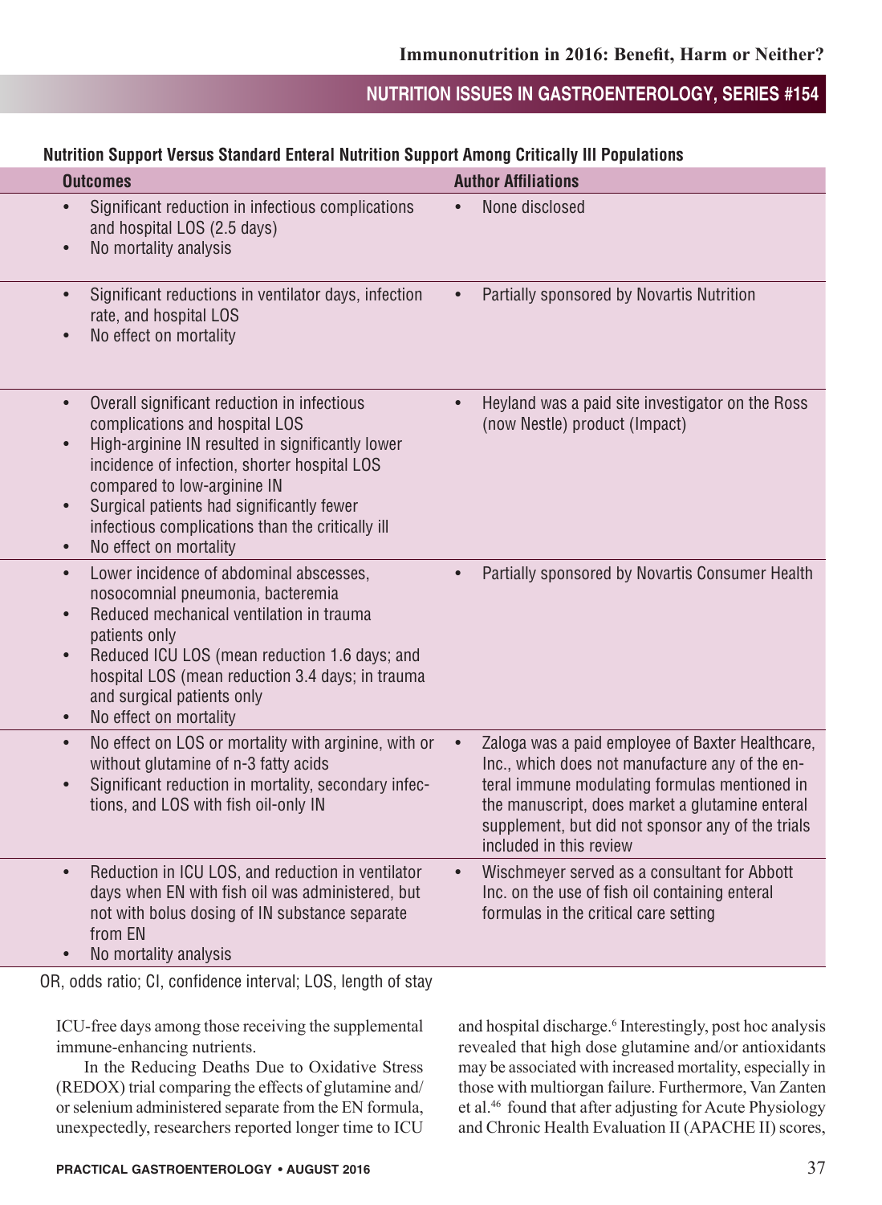**Nutrition Support Versus Standard Enteral Nutrition Support Among Critically Ill Populations**

| Outcomes | Author Affiliations |
|---|---|
| • Significant reduction in infectious complications and hospital LOS (2.5 days)<br>• No mortality analysis | • None disclosed |
| • Significant reductions in ventilator days, infection rate, and hospital LOS<br>• No effect on mortality | • Partially sponsored by Novartis Nutrition |
| • Overall significant reduction in infectious complications and hospital LOS<br>• High-arginine IN resulted in significantly lower incidence of infection, shorter hospital LOS compared to low-arginine IN<br>• Surgical patients had significantly fewer infectious complications than the critically ill<br>• No effect on mortality | • Heyland was a paid site investigator on the Ross (now Nestle) product (Impact) |
| • Lower incidence of abdominal abscesses, nosocomnial pneumonia, bacteremia<br>• Reduced mechanical ventilation in trauma patients only<br>• Reduced ICU LOS (mean reduction 1.6 days; and hospital LOS (mean reduction 3.4 days; in trauma and surgical patients only<br>• No effect on mortality | • Partially sponsored by Novartis Consumer Health |
| • No effect on LOS or mortality with arginine, with or without glutamine of n-3 fatty acids<br>• Significant reduction in mortality, secondary infections, and LOS with fish oil-only IN | • Zaloga was a paid employee of Baxter Healthcare, Inc., which does not manufacture any of the enteral immune modulating formulas mentioned in the manuscript, does market a glutamine enteral supplement, but did not sponsor any of the trials included in this review |
| • Reduction in ICU LOS, and reduction in ventilator days when EN with fish oil was administered, but not with bolus dosing of IN substance separate from EN<br>• No mortality analysis | • Wischmeyer served as a consultant for Abbott Inc. on the use of fish oil containing enteral formulas in the critical care setting |

OR, odds ratio; CI, confidence interval; LOS, length of stay

ICU-free days among those receiving the supplemental immune-enhancing nutrients.

In the Reducing Deaths Due to Oxidative Stress (REDOX) trial comparing the effects of glutamine and/or selenium administered separate from the EN formula, unexpectedly, researchers reported longer time to ICU and hospital discharge.[6] Interestingly, post hoc analysis revealed that high dose glutamine and/or antioxidants may be associated with increased mortality, especially in those with multiorgan failure. Furthermore, Van Zanten et al.[46] found that after adjusting for Acute Physiology and Chronic Health Evaluation II (APACHE II) scores,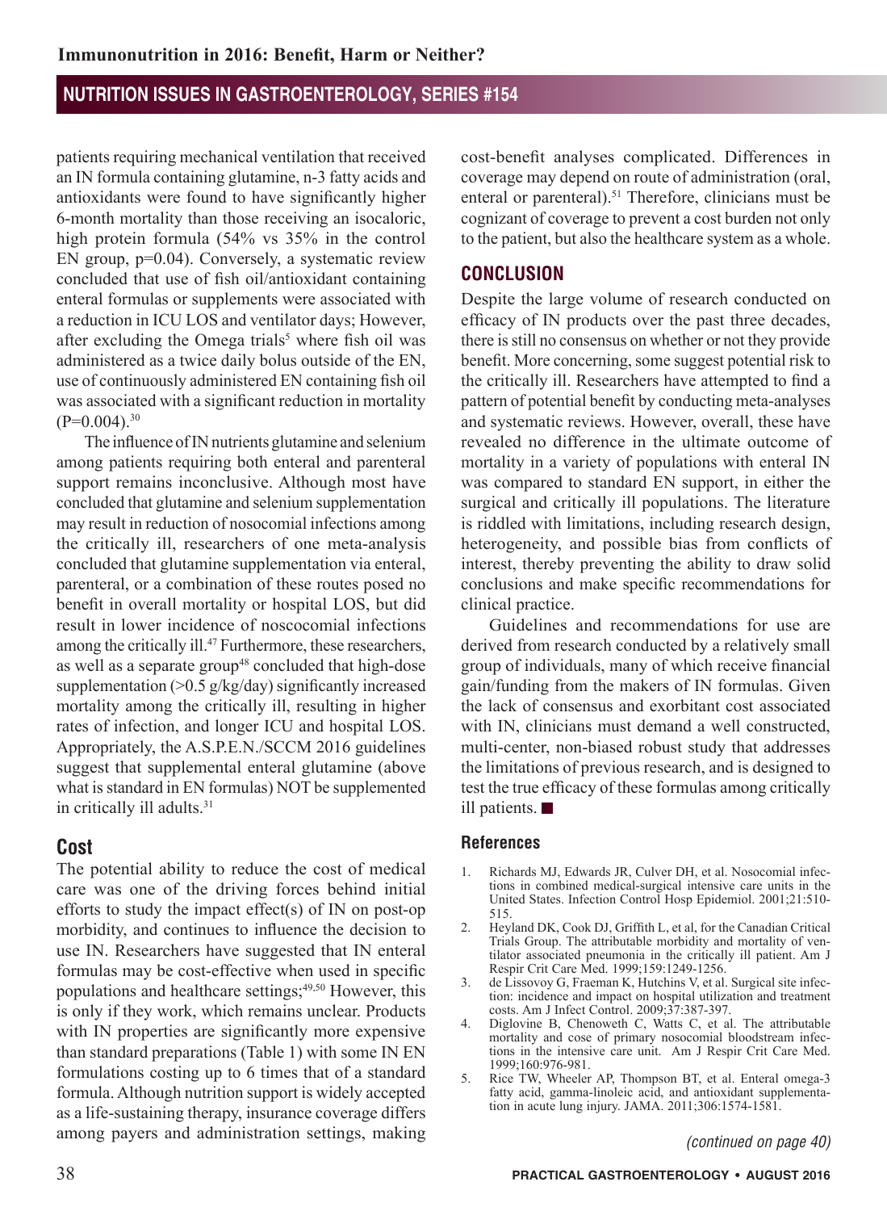patients requiring mechanical ventilation that received an IN formula containing glutamine, n-3 fatty acids and antioxidants were found to have significantly higher 6-month mortality than those receiving an isocaloric, high protein formula (54% vs 35% in the control EN group, p=0.04). Conversely, a systematic review concluded that use of fish oil/antioxidant containing enteral formulas or supplements were associated with a reduction in ICU LOS and ventilator days; However, after excluding the Omega trials[5] where fish oil was administered as a twice daily bolus outside of the EN, use of continuously administered EN containing fish oil was associated with a significant reduction in mortality (P=0.004).[30]

The influence of IN nutrients glutamine and selenium among patients requiring both enteral and parenteral support remains inconclusive. Although most have concluded that glutamine and selenium supplementation may result in reduction of nosocomial infections among the critically ill, researchers of one meta-analysis concluded that glutamine supplementation via enteral, parenteral, or a combination of these routes posed no benefit in overall mortality or hospital LOS, but did result in lower incidence of noscocomial infections among the critically ill.[47] Furthermore, these researchers, as well as a separate group[48] concluded that high-dose supplementation (>0.5 g/kg/day) significantly increased mortality among the critically ill, resulting in higher rates of infection, and longer ICU and hospital LOS. Appropriately, the A.S.P.E.N./SCCM 2016 guidelines suggest that supplemental enteral glutamine (above what is standard in EN formulas) NOT be supplemented in critically ill adults.[31]

## Cost

The potential ability to reduce the cost of medical care was one of the driving forces behind initial efforts to study the impact effect(s) of IN on post-op morbidity, and continues to influence the decision to use IN. Researchers have suggested that IN enteral formulas may be cost-effective when used in specific populations and healthcare settings;[49,50] However, this is only if they work, which remains unclear. Products with IN properties are significantly more expensive than standard preparations (Table 1) with some IN EN formulations costing up to 6 times that of a standard formula. Although nutrition support is widely accepted as a life-sustaining therapy, insurance coverage differs among payers and administration settings, making cost-benefit analyses complicated. Differences in coverage may depend on route of administration (oral, enteral or parenteral).[51] Therefore, clinicians must be cognizant of coverage to prevent a cost burden not only to the patient, but also the healthcare system as a whole.

## CONCLUSION

Despite the large volume of research conducted on efficacy of IN products over the past three decades, there is still no consensus on whether or not they provide benefit. More concerning, some suggest potential risk to the critically ill. Researchers have attempted to find a pattern of potential benefit by conducting meta-analyses and systematic reviews. However, overall, these have revealed no difference in the ultimate outcome of mortality in a variety of populations with enteral IN was compared to standard EN support, in either the surgical and critically ill populations. The literature is riddled with limitations, including research design, heterogeneity, and possible bias from conflicts of interest, thereby preventing the ability to draw solid conclusions and make specific recommendations for clinical practice.

Guidelines and recommendations for use are derived from research conducted by a relatively small group of individuals, many of which receive financial gain/funding from the makers of IN formulas. Given the lack of consensus and exorbitant cost associated with IN, clinicians must demand a well constructed, multi-center, non-biased robust study that addresses the limitations of previous research, and is designed to test the true efficacy of these formulas among critically ill patients. ■

### References

1. Richards MJ, Edwards JR, Culver DH, et al. Nosocomial infections in combined medical-surgical intensive care units in the United States. Infection Control Hosp Epidemiol. 2001;21:510-515.
2. Heyland DK, Cook DJ, Griffith L, et al, for the Canadian Critical Trials Group. The attributable morbidity and mortality of ventilator associated pneumonia in the critically ill patient. Am J Respir Crit Care Med. 1999;159:1249-1256.
3. de Lissovoy G, Fraeman K, Hutchins V, et al. Surgical site infection: incidence and impact on hospital utilization and treatment costs. Am J Infect Control. 2009;37:387-397.
4. Diglovine B, Chenoweth C, Watts C, et al. The attributable mortality and cose of primary nosocomial bloodstream infections in the intensive care unit. Am J Respir Crit Care Med. 1999;160:976-981.
5. Rice TW, Wheeler AP, Thompson BT, et al. Enteral omega-3 fatty acid, gamma-linoleic acid, and antioxidant supplementation in acute lung injury. JAMA. 2011;306:1574-1581.

*(continued on page 40)*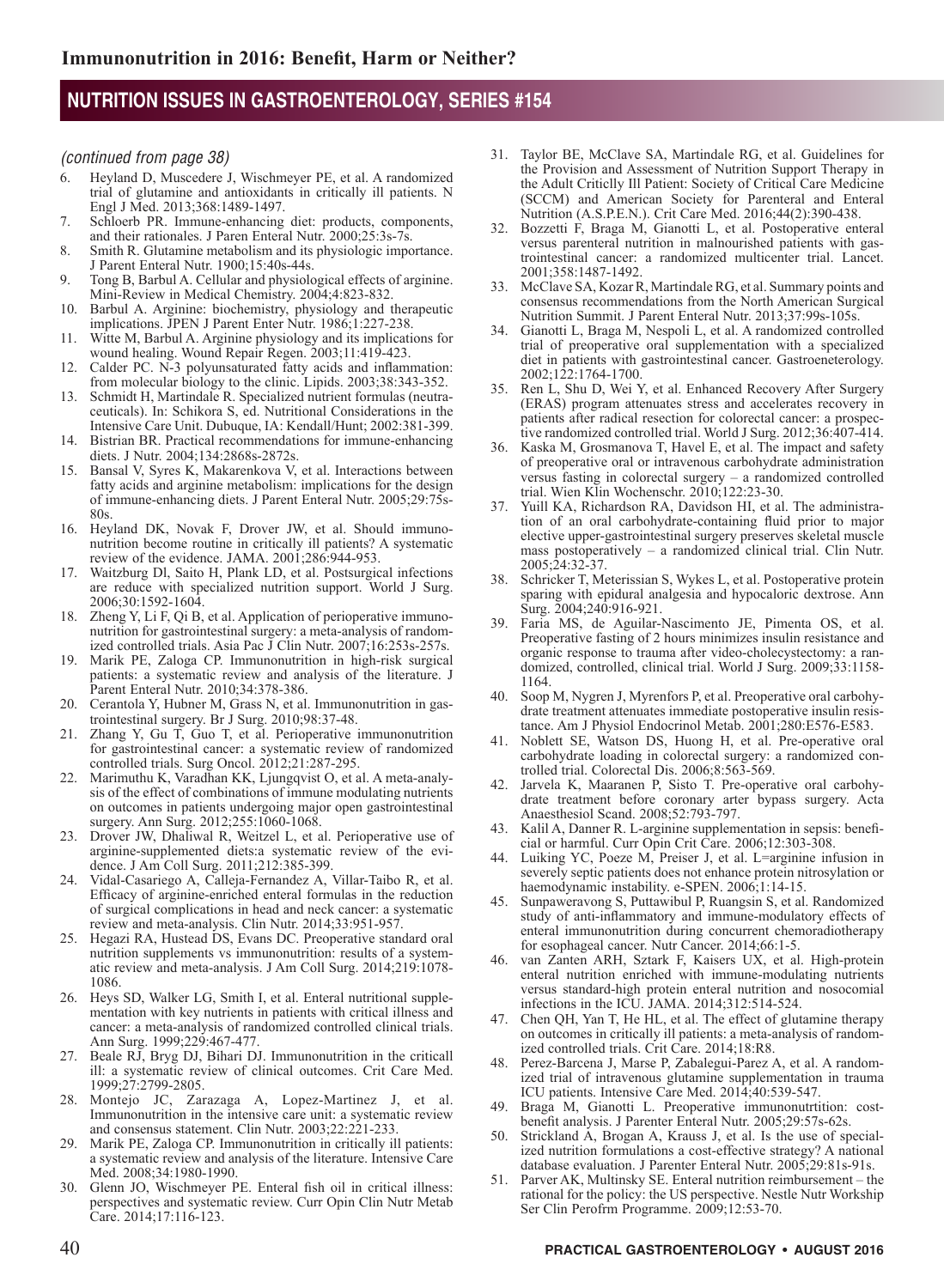*(continued from page 38)*

6. Heyland D, Muscedere J, Wischmeyer PE, et al. A randomized trial of glutamine and antioxidants in critically ill patients. N Engl J Med. 2013;368:1489-1497.
7. Schloerb PR. Immune-enhancing diet: products, components, and their rationales. J Paren Enteral Nutr. 2000;25:3s-7s.
8. Smith R. Glutamine metabolism and its physiologic importance. J Parent Enteral Nutr. 1900;15:40s-44s.
9. Tong B, Barbul A. Cellular and physiological effects of arginine. Mini-Review in Medical Chemistry. 2004;4:823-832.
10. Barbul A. Arginine: biochemistry, physiology and therapeutic implications. JPEN J Parent Enter Nutr. 1986;1:227-238.
11. Witte M, Barbul A. Arginine physiology and its implications for wound healing. Wound Repair Regen. 2003;11:419-423.
12. Calder PC. N-3 polyunsaturated fatty acids and inflammation: from molecular biology to the clinic. Lipids. 2003;38:343-352.
13. Schmidt H, Martindale R. Specialized nutrient formulas (neutraceuticals). In: Schikora S, ed. Nutritional Considerations in the Intensive Care Unit. Dubuque, IA: Kendall/Hunt; 2002:381-399.
14. Bistrian BR. Practical recommendations for immune-enhancing diets. J Nutr. 2004;134:2868s-2872s.
15. Bansal V, Syres K, Makarenkova V, et al. Interactions between fatty acids and arginine metabolism: implications for the design of immune-enhancing diets. J Parent Enteral Nutr. 2005;29:75s-80s.
16. Heyland DK, Novak F, Drover JW, et al. Should immunonutrition become routine in critically ill patients? A systematic review of the evidence. JAMA. 2001;286:944-953.
17. Waitzburg Dl, Saito H, Plank LD, et al. Postsurgical infections are reduce with specialized nutrition support. World J Surg. 2006;30:1592-1604.
18. Zheng Y, Li F, Qi B, et al. Application of perioperative immunonutrition for gastrointestinal surgery: a meta-analysis of randomized controlled trials. Asia Pac J Clin Nutr. 2007;16:253s-257s.
19. Marik PE, Zaloga CP. Immunonutrition in high-risk surgical patients: a systematic review and analysis of the literature. J Parent Enteral Nutr. 2010;34:378-386.
20. Cerantola Y, Hubner M, Grass N, et al. Immunonutrition in gastrointestinal surgery. Br J Surg. 2010;98:37-48.
21. Zhang Y, Gu T, Guo T, et al. Perioperative immunonutrition for gastrointestinal cancer: a systematic review of randomized controlled trials. Surg Oncol. 2012;21:287-295.
22. Marimuthu K, Varadhan KK, Ljungqvist O, et al. A meta-analysis of the effect of combinations of immune modulating nutrients on outcomes in patients undergoing major open gastrointestinal surgery. Ann Surg. 2012;255:1060-1068.
23. Drover JW, Dhaliwal R, Weitzel L, et al. Perioperative use of arginine-supplemented diets:a systematic review of the evidence. J Am Coll Surg. 2011;212:385-399.
24. Vidal-Casariego A, Calleja-Fernandez A, Villar-Taibo R, et al. Efficacy of arginine-enriched enteral formulas in the reduction of surgical complications in head and neck cancer: a systematic review and meta-analysis. Clin Nutr. 2014;33:951-957.
25. Hegazi RA, Hustead DS, Evans DC. Preoperative standard oral nutrition supplements vs immunonutrition: results of a systematic review and meta-analysis. J Am Coll Surg. 2014;219:1078-1086.
26. Heys SD, Walker LG, Smith I, et al. Enteral nutritional supplementation with key nutrients in patients with critical illness and cancer: a meta-analysis of randomized controlled clinical trials. Ann Surg. 1999;229:467-477.
27. Beale RJ, Bryg DJ, Bihari DJ. Immunonutrition in the criticall ill: a systematic review of clinical outcomes. Crit Care Med. 1999;27:2799-2805.
28. Montejo JC, Zarazaga A, Lopez-Martinez J, et al. Immunonutrition in the intensive care unit: a systematic review and consensus statement. Clin Nutr. 2003;22:221-233.
29. Marik PE, Zaloga CP. Immunonutrition in critically ill patients: a systematic review and analysis of the literature. Intensive Care Med. 2008;34:1980-1990.
30. Glenn JO, Wischmeyer PE. Enteral fish oil in critical illness: perspectives and systematic review. Curr Opin Clin Nutr Metab Care. 2014;17:116-123.
31. Taylor BE, McClave SA, Martindale RG, et al. Guidelines for the Provision and Assessment of Nutrition Support Therapy in the Adult Criticlly Ill Patient: Society of Critical Care Medicine (SCCM) and American Society for Parenteral and Enteral Nutrition (A.S.P.E.N.). Crit Care Med. 2016;44(2):390-438.
32. Bozzetti F, Braga M, Gianotti L, et al. Postoperative enteral versus parenteral nutrition in malnourished patients with gastrointestinal cancer: a randomized multicenter trial. Lancet. 2001;358:1487-1492.
33. McClave SA, Kozar R, Martindale RG, et al. Summary points and consensus recommendations from the North American Surgical Nutrition Summit. J Parent Enteral Nutr. 2013;37:99s-105s.
34. Gianotti L, Braga M, Nespoli L, et al. A randomized controlled trial of preoperative oral supplementation with a specialized diet in patients with gastrointestinal cancer. Gastroeneterology. 2002;122:1764-1700.
35. Ren L, Shu D, Wei Y, et al. Enhanced Recovery After Surgery (ERAS) program attenuates stress and accelerates recovery in patients after radical resection for colorectal cancer: a prospective randomized controlled trial. World J Surg. 2012;36:407-414.
36. Kaska M, Grosmanova T, Havel E, et al. The impact and safety of preoperative oral or intravenous carbohydrate administration versus fasting in colorectal surgery – a randomized controlled trial. Wien Klin Wochenschr. 2010;122:23-30.
37. Yuill KA, Richardson RA, Davidson HI, et al. The administration of an oral carbohydrate-containing fluid prior to major elective upper-gastrointestinal surgery preserves skeletal muscle mass postoperatively – a randomized clinical trial. Clin Nutr. 2005;24:32-37.
38. Schricker T, Meterissian S, Wykes L, et al. Postoperative protein sparing with epidural analgesia and hypocaloric dextrose. Ann Surg. 2004;240:916-921.
39. Faria MS, de Aguilar-Nascimento JE, Pimenta OS, et al. Preoperative fasting of 2 hours minimizes insulin resistance and organic response to trauma after video-cholecystectomy: a randomized, controlled, clinical trial. World J Surg. 2009;33:1158-1164.
40. Soop M, Nygren J, Myrenfors P, et al. Preoperative oral carbohydrate treatment attenuates immediate postoperative insulin resistance. Am J Physiol Endocrinol Metab. 2001;280:E576-E583.
41. Noblett SE, Watson DS, Huong H, et al. Pre-operative oral carbohydrate loading in colorectal surgery: a randomized controlled trial. Colorectal Dis. 2006;8:563-569.
42. Jarvela K, Maaranen P, Sisto T. Pre-operative oral carbohydrate treatment before coronary arter bypass surgery. Acta Anaesthesiol Scand. 2008;52:793-797.
43. Kalil A, Danner R. L-arginine supplementation in sepsis: beneficial or harmful. Curr Opin Crit Care. 2006;12:303-308.
44. Luiking YC, Poeze M, Preiser J, et al. L=arginine infusion in severely septic patients does not enhance protein nitrosylation or haemodynamic instability. e-SPEN. 2006;1:14-15.
45. Sunpaweravong S, Puttawibul P, Ruangsin S, et al. Randomized study of anti-inflammatory and immune-modulatory effects of enteral immunonutrition during concurrent chemoradiotherapy for esophageal cancer. Nutr Cancer. 2014;66:1-5.
46. van Zanten ARH, Sztark F, Kaisers UX, et al. High-protein enteral nutrition enriched with immune-modulating nutrients versus standard-high protein enteral nutrition and nosocomial infections in the ICU. JAMA. 2014;312:514-524.
47. Chen QH, Yan T, He HL, et al. The effect of glutamine therapy on outcomes in critically ill patients: a meta-analysis of randomized controlled trials. Crit Care. 2014;18:R8.
48. Perez-Barcena J, Marse P, Zabalegui-Parez A, et al. A randomized trial of intravenous glutamine supplementation in trauma ICU patients. Intensive Care Med. 2014;40:539-547.
49. Braga M, Gianotti L. Preoperative immunonutrtition: cost-benefit analysis. J Parenter Enteral Nutr. 2005;29:57s-62s.
50. Strickland A, Brogan A, Krauss J, et al. Is the use of specialized nutrition formulations a cost-effective strategy? A national database evaluation. J Parenter Enteral Nutr. 2005;29:81s-91s.
51. Parver AK, Multinsky SE. Enteral nutrition reimbursement – the rational for the policy: the US perspective. Nestle Nutr Workship Ser Clin Perofrm Programme. 2009;12:53-70.